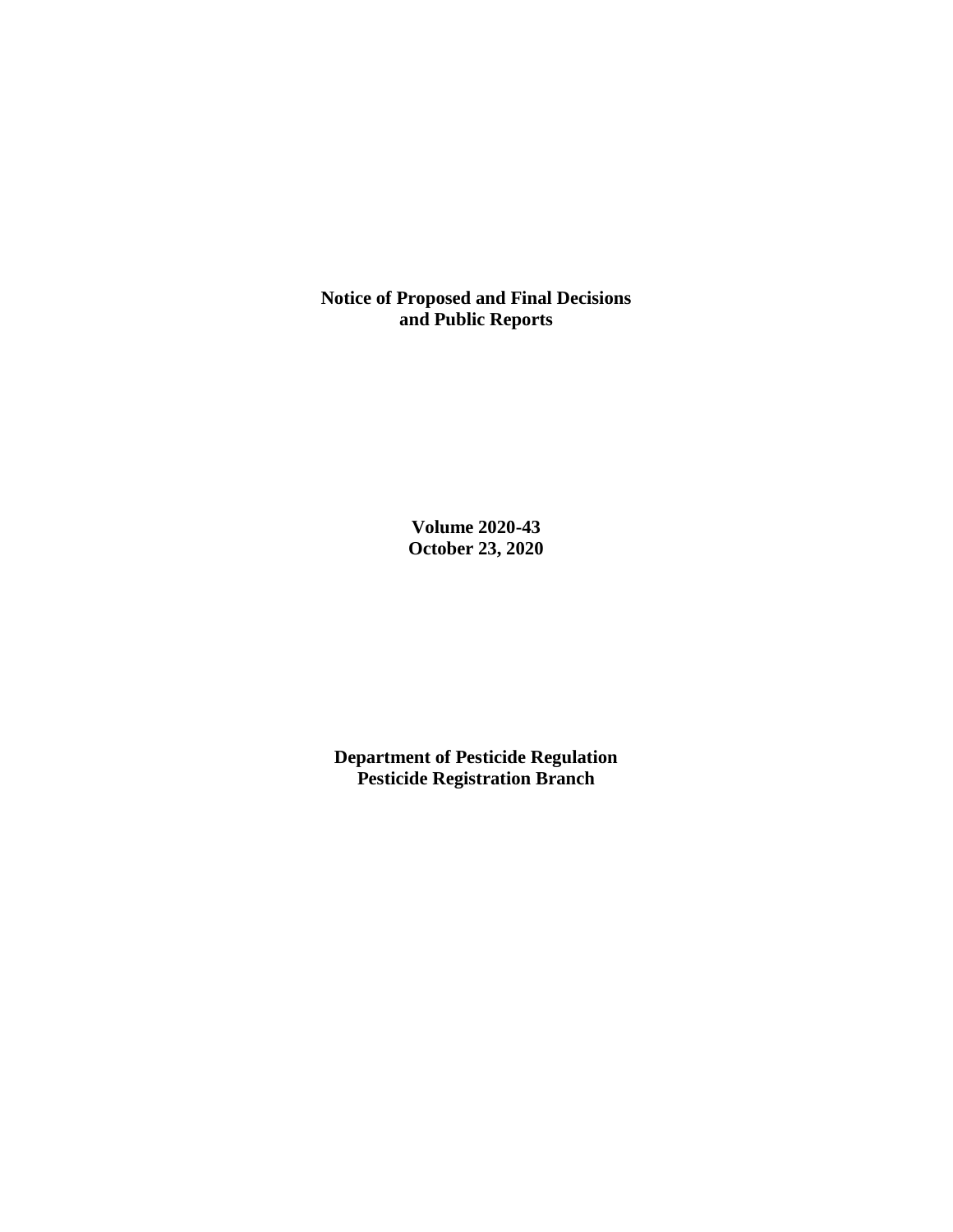# Notice of Proposed and Final Decisions and Public Reports

**Volume 2020-43**
**October 23, 2020**

**Department of Pesticide Regulation**
**Pesticide Registration Branch**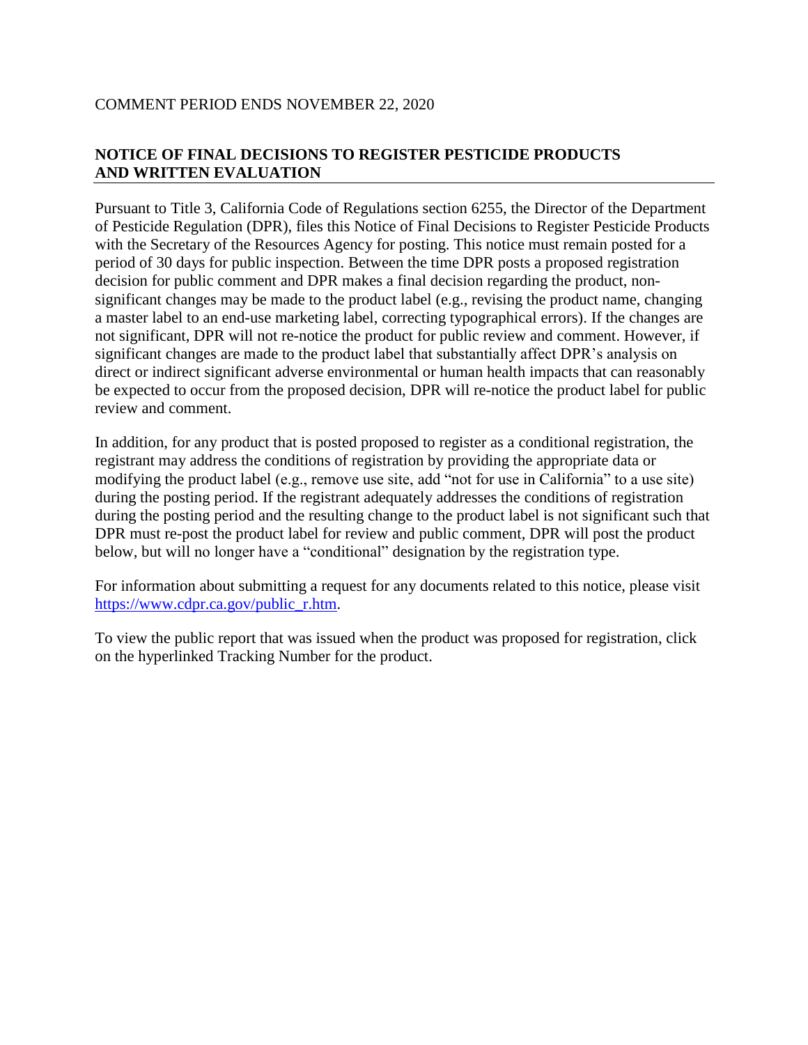COMMENT PERIOD ENDS NOVEMBER 22, 2020

## NOTICE OF FINAL DECISIONS TO REGISTER PESTICIDE PRODUCTS AND WRITTEN EVALUATION

Pursuant to Title 3, California Code of Regulations section 6255, the Director of the Department of Pesticide Regulation (DPR), files this Notice of Final Decisions to Register Pesticide Products with the Secretary of the Resources Agency for posting. This notice must remain posted for a period of 30 days for public inspection. Between the time DPR posts a proposed registration decision for public comment and DPR makes a final decision regarding the product, non-significant changes may be made to the product label (e.g., revising the product name, changing a master label to an end-use marketing label, correcting typographical errors). If the changes are not significant, DPR will not re-notice the product for public review and comment. However, if significant changes are made to the product label that substantially affect DPR's analysis on direct or indirect significant adverse environmental or human health impacts that can reasonably be expected to occur from the proposed decision, DPR will re-notice the product label for public review and comment.

In addition, for any product that is posted proposed to register as a conditional registration, the registrant may address the conditions of registration by providing the appropriate data or modifying the product label (e.g., remove use site, add "not for use in California" to a use site) during the posting period. If the registrant adequately addresses the conditions of registration during the posting period and the resulting change to the product label is not significant such that DPR must re-post the product label for review and public comment, DPR will post the product below, but will no longer have a "conditional" designation by the registration type.

For information about submitting a request for any documents related to this notice, please visit [https://www.cdpr.ca.gov/public_r.htm](https://www.cdpr.ca.gov/public_r.htm).

To view the public report that was issued when the product was proposed for registration, click on the hyperlinked Tracking Number for the product.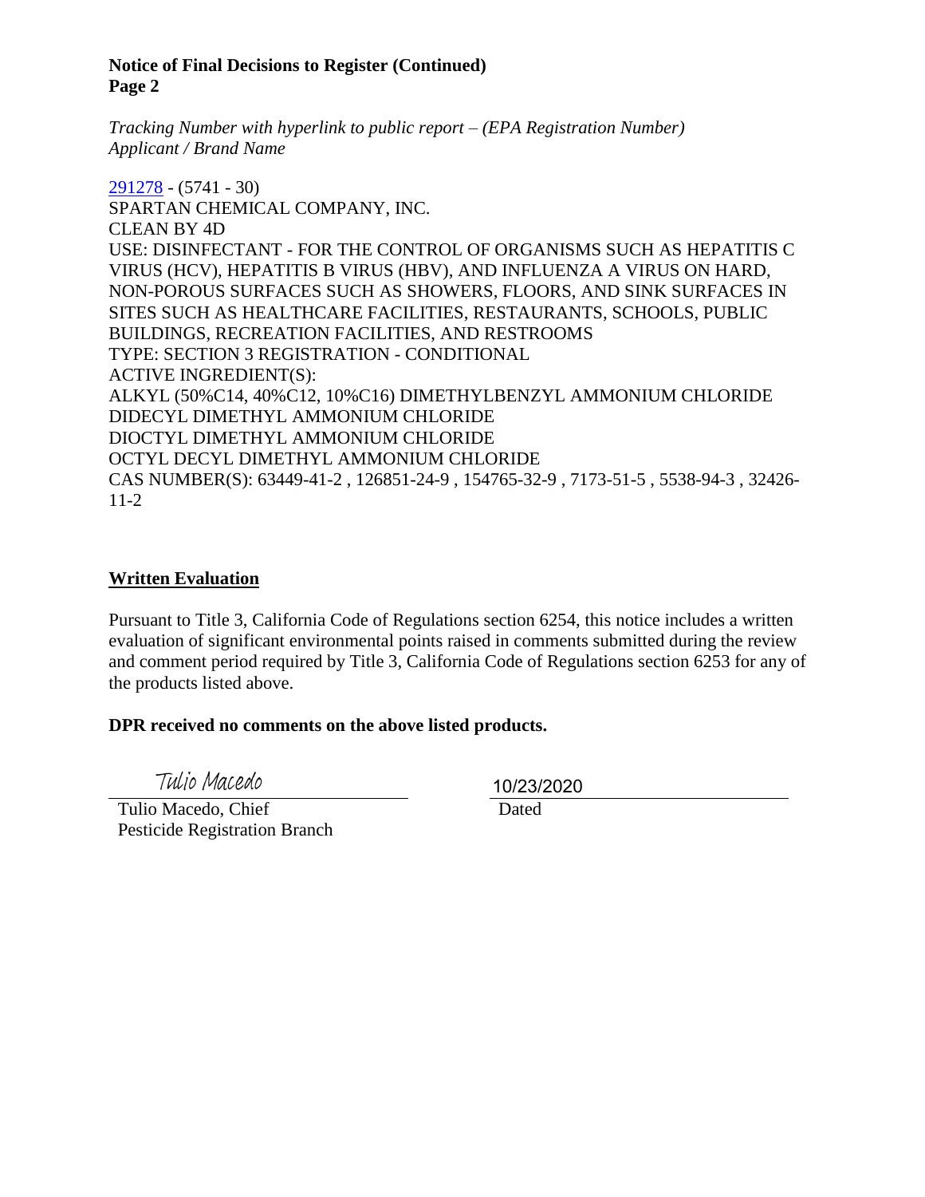**Notice of Final Decisions to Register (Continued)**
**Page 2**

*Tracking Number with hyperlink to public report – (EPA Registration Number)*
*Applicant / Brand Name*

291278 - (5741 - 30)
SPARTAN CHEMICAL COMPANY, INC.
CLEAN BY 4D
USE: DISINFECTANT - FOR THE CONTROL OF ORGANISMS SUCH AS HEPATITIS C VIRUS (HCV), HEPATITIS B VIRUS (HBV), AND INFLUENZA A VIRUS ON HARD, NON-POROUS SURFACES SUCH AS SHOWERS, FLOORS, AND SINK SURFACES IN SITES SUCH AS HEALTHCARE FACILITIES, RESTAURANTS, SCHOOLS, PUBLIC BUILDINGS, RECREATION FACILITIES, AND RESTROOMS
TYPE: SECTION 3 REGISTRATION - CONDITIONAL
ACTIVE INGREDIENT(S):
ALKYL (50%C14, 40%C12, 10%C16) DIMETHYLBENZYL AMMONIUM CHLORIDE
DIDECYL DIMETHYL AMMONIUM CHLORIDE
DIOCTYL DIMETHYL AMMONIUM CHLORIDE
OCTYL DECYL DIMETHYL AMMONIUM CHLORIDE
CAS NUMBER(S): 63449-41-2 , 126851-24-9 , 154765-32-9 , 7173-51-5 , 5538-94-3 , 32426-11-2

## Written Evaluation

Pursuant to Title 3, California Code of Regulations section 6254, this notice includes a written evaluation of significant environmental points raised in comments submitted during the review and comment period required by Title 3, California Code of Regulations section 6253 for any of the products listed above.

**DPR received no comments on the above listed products.**

Tulio Macedo
Tulio Macedo, Chief
Pesticide Registration Branch

10/23/2020
Dated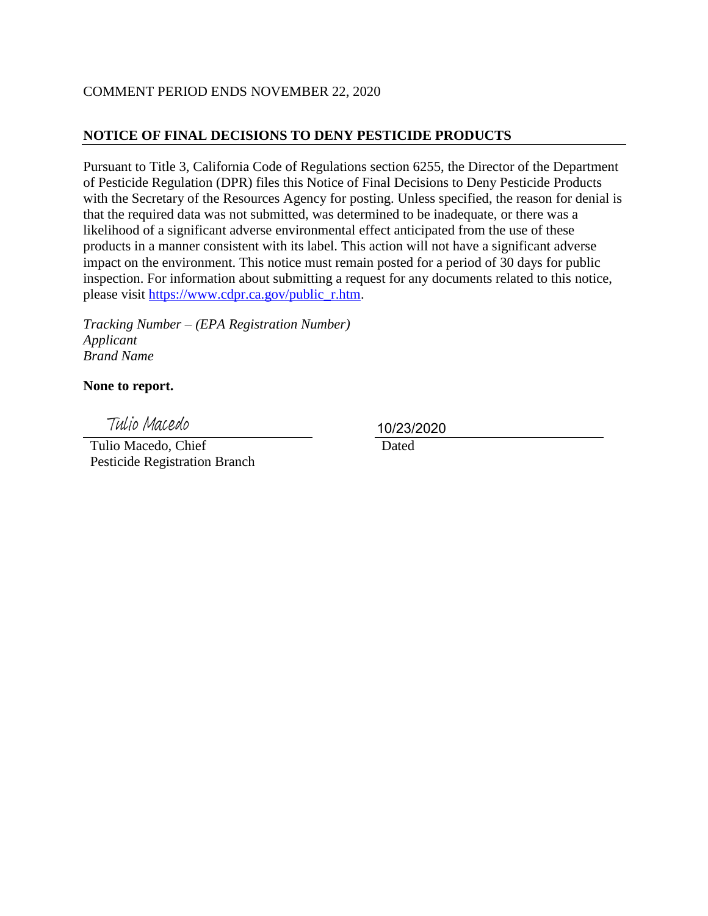COMMENT PERIOD ENDS NOVEMBER 22, 2020

## NOTICE OF FINAL DECISIONS TO DENY PESTICIDE PRODUCTS

Pursuant to Title 3, California Code of Regulations section 6255, the Director of the Department of Pesticide Regulation (DPR) files this Notice of Final Decisions to Deny Pesticide Products with the Secretary of the Resources Agency for posting. Unless specified, the reason for denial is that the required data was not submitted, was determined to be inadequate, or there was a likelihood of a significant adverse environmental effect anticipated from the use of these products in a manner consistent with its label. This action will not have a significant adverse impact on the environment. This notice must remain posted for a period of 30 days for public inspection. For information about submitting a request for any documents related to this notice, please visit https://www.cdpr.ca.gov/public_r.htm.

*Tracking Number – (EPA Registration Number)*
*Applicant*
*Brand Name*

**None to report.**

Tulio Macedo
Tulio Macedo, Chief
Pesticide Registration Branch

10/23/2020
Dated